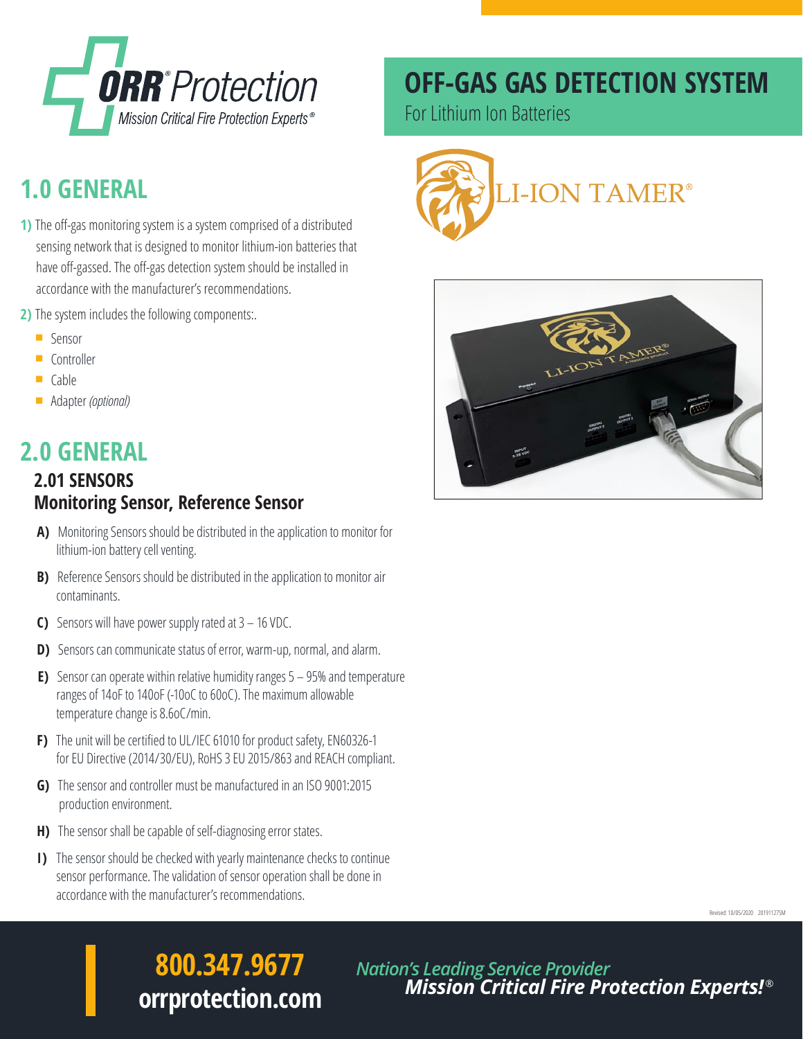ORR® Protection
Mission Critical Fire Protection Experts®

# OFF-GAS GAS DETECTION SYSTEM

For Lithium Ion Batteries

LI-ION TAMER®

## 1.0 GENERAL

**1)** The off-gas monitoring system is a system comprised of a distributed sensing network that is designed to monitor lithium-ion batteries that have off-gassed. The off-gas detection system should be installed in accordance with the manufacturer's recommendations.

**2)** The system includes the following components:.

- Sensor
- Controller
- Cable
- Adapter *(optional)*

## 2.0 GENERAL

### 2.01 SENSORS
### Monitoring Sensor, Reference Sensor

**A)** Monitoring Sensors should be distributed in the application to monitor for lithium-ion battery cell venting.

**B)** Reference Sensors should be distributed in the application to monitor air contaminants.

**C)** Sensors will have power supply rated at 3 – 16 VDC.

**D)** Sensors can communicate status of error, warm-up, normal, and alarm.

**E)** Sensor can operate within relative humidity ranges 5 – 95% and temperature ranges of 14oF to 140oF (-10oC to 60oC). The maximum allowable temperature change is 8.6oC/min.

**F)** The unit will be certified to UL/IEC 61010 for product safety, EN60326-1 for EU Directive (2014/30/EU), RoHS 3 EU 2015/863 and REACH compliant.

**G)** The sensor and controller must be manufactured in an ISO 9001:2015 production environment.

**H)** The sensor shall be capable of self-diagnosing error states.

**I)** The sensor should be checked with yearly maintenance checks to continue sensor performance. The validation of sensor operation shall be done in accordance with the manufacturer's recommendations.

Revised: 10/05/2020 20191127SM

**800.347.9677**
**orrprotection.com**

*Nation's Leading Service Provider*
***Mission Critical Fire Protection Experts!®***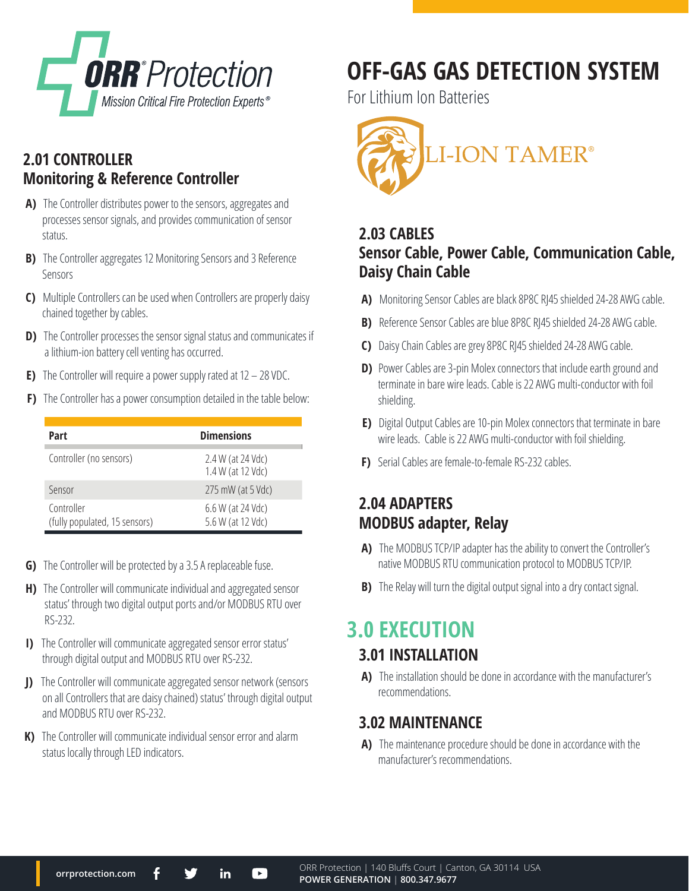# OFF-GAS GAS DETECTION SYSTEM

For Lithium Ion Batteries

LI-ION TAMER®

## 2.01 CONTROLLER
### Monitoring & Reference Controller

**A)** The Controller distributes power to the sensors, aggregates and processes sensor signals, and provides communication of sensor status.

**B)** The Controller aggregates 12 Monitoring Sensors and 3 Reference Sensors

**C)** Multiple Controllers can be used when Controllers are properly daisy chained together by cables.

**D)** The Controller processes the sensor signal status and communicates if a lithium-ion battery cell venting has occurred.

**E)** The Controller will require a power supply rated at 12 – 28 VDC.

**F)** The Controller has a power consumption detailed in the table below:

| Part | Dimensions |
|---|---|
| Controller (no sensors) | 2.4 W (at 24 Vdc)<br>1.4 W (at 12 Vdc) |
| Sensor | 275 mW (at 5 Vdc) |
| Controller<br>(fully populated, 15 sensors) | 6.6 W (at 24 Vdc)<br>5.6 W (at 12 Vdc) |

**G)** The Controller will be protected by a 3.5 A replaceable fuse.

**H)** The Controller will communicate individual and aggregated sensor status' through two digital output ports and/or MODBUS RTU over RS-232.

**I)** The Controller will communicate aggregated sensor error status' through digital output and MODBUS RTU over RS-232.

**J)** The Controller will communicate aggregated sensor network (sensors on all Controllers that are daisy chained) status' through digital output and MODBUS RTU over RS-232.

**K)** The Controller will communicate individual sensor error and alarm status locally through LED indicators.

## 2.03 CABLES
### Sensor Cable, Power Cable, Communication Cable, Daisy Chain Cable

**A)** Monitoring Sensor Cables are black 8P8C RJ45 shielded 24-28 AWG cable.

**B)** Reference Sensor Cables are blue 8P8C RJ45 shielded 24-28 AWG cable.

**C)** Daisy Chain Cables are grey 8P8C RJ45 shielded 24-28 AWG cable.

**D)** Power Cables are 3-pin Molex connectors that include earth ground and terminate in bare wire leads. Cable is 22 AWG multi-conductor with foil shielding.

**E)** Digital Output Cables are 10-pin Molex connectors that terminate in bare wire leads. Cable is 22 AWG multi-conductor with foil shielding.

**F)** Serial Cables are female-to-female RS-232 cables.

## 2.04 ADAPTERS
### MODBUS adapter, Relay

**A)** The MODBUS TCP/IP adapter has the ability to convert the Controller's native MODBUS RTU communication protocol to MODBUS TCP/IP.

**B)** The Relay will turn the digital output signal into a dry contact signal.

# 3.0 EXECUTION

## 3.01 INSTALLATION

**A)** The installation should be done in accordance with the manufacturer's recommendations.

## 3.02 MAINTENANCE

**A)** The maintenance procedure should be done in accordance with the manufacturer's recommendations.